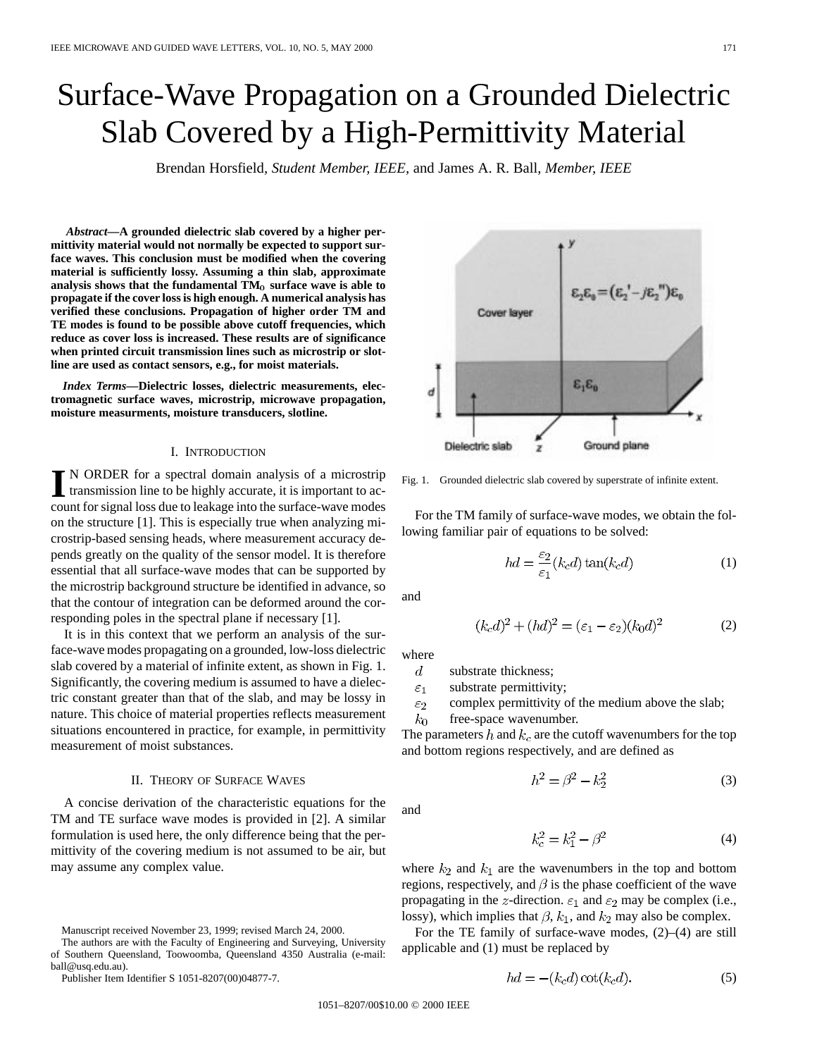# Surface-Wave Propagation on a Grounded Dielectric Slab Covered by a High-Permittivity Material

Brendan Horsfield, *Student Member, IEEE*, and James A. R. Ball, *Member, IEEE*

***Abstract*—A grounded dielectric slab covered by a higher permittivity material would not normally be expected to support surface waves. This conclusion must be modified when the covering material is sufficiently lossy. Assuming a thin slab, approximate analysis shows that the fundamental $TM_0$ surface wave is able to propagate if the cover loss is high enough. A numerical analysis has verified these conclusions. Propagation of higher order TM and TE modes is found to be possible above cutoff frequencies, which reduce as cover loss is increased. These results are of significance when printed circuit transmission lines such as microstrip or slotline are used as contact sensors, e.g., for moist materials.**

***Index Terms*—Dielectric losses, dielectric measurements, electromagnetic surface waves, microstrip, microwave propagation, moisture measurments, moisture transducers, slotline.**

## I. Introduction

In order for a spectral domain analysis of a microstrip transmission line to be highly accurate, it is important to account for signal loss due to leakage into the surface-wave modes on the structure [1]. This is especially true when analyzing microstrip-based sensing heads, where measurement accuracy depends greatly on the quality of the sensor model. It is therefore essential that all surface-wave modes that can be supported by the microstrip background structure be identified in advance, so that the contour of integration can be deformed around the corresponding poles in the spectral plane if necessary [1].

It is in this context that we perform an analysis of the surface-wave modes propagating on a grounded, low-loss dielectric slab covered by a material of infinite extent, as shown in Fig. 1. Significantly, the covering medium is assumed to have a dielectric constant greater than that of the slab, and may be lossy in nature. This choice of material properties reflects measurement situations encountered in practice, for example, in permittivity measurement of moist substances.

## II. Theory of Surface Waves

A concise derivation of the characteristic equations for the TM and TE surface wave modes is provided in [2]. A similar formulation is used here, the only difference being that the permittivity of the covering medium is not assumed to be air, but may assume any complex value.

Manuscript received November 23, 1999; revised March 24, 2000.

The authors are with the Faculty of Engineering and Surveying, University of Southern Queensland, Toowoomba, Queensland 4350 Australia (e-mail: ball@usq.edu.au).

Publisher Item Identifier S 1051-8207(00)04877-7.

Fig. 1. Grounded dielectric slab covered by superstrate of infinite extent.

For the TM family of surface-wave modes, we obtain the following familiar pair of equations to be solved:

$$hd = \frac{\varepsilon_2}{\varepsilon_1}(k_c d)\tan(k_c d) \tag{1}$$

and

$$(k_c d)^2 + (hd)^2 = (\varepsilon_1 - \varepsilon_2)(k_0 d)^2 \tag{2}$$

where

- $d$ substrate thickness;
- $\varepsilon_1$ substrate permittivity;
- $\varepsilon_2$ complex permittivity of the medium above the slab;
- $k_0$ free-space wavenumber.

The parameters $h$ and $k_c$ are the cutoff wavenumbers for the top and bottom regions respectively, and are defined as

$$h^2 = \beta^2 - k_2^2 \tag{3}$$

and

$$k_c^2 = k_1^2 - \beta^2 \tag{4}$$

where $k_2$ and $k_1$ are the wavenumbers in the top and bottom regions, respectively, and $\beta$ is the phase coefficient of the wave propagating in the $z$-direction. $\varepsilon_1$ and $\varepsilon_2$ may be complex (i.e., lossy), which implies that $\beta$, $k_1$, and $k_2$ may also be complex.

For the TE family of surface-wave modes, (2)–(4) are still applicable and (1) must be replaced by

$$hd = -(k_c d)\cot(k_c d). \tag{5}$$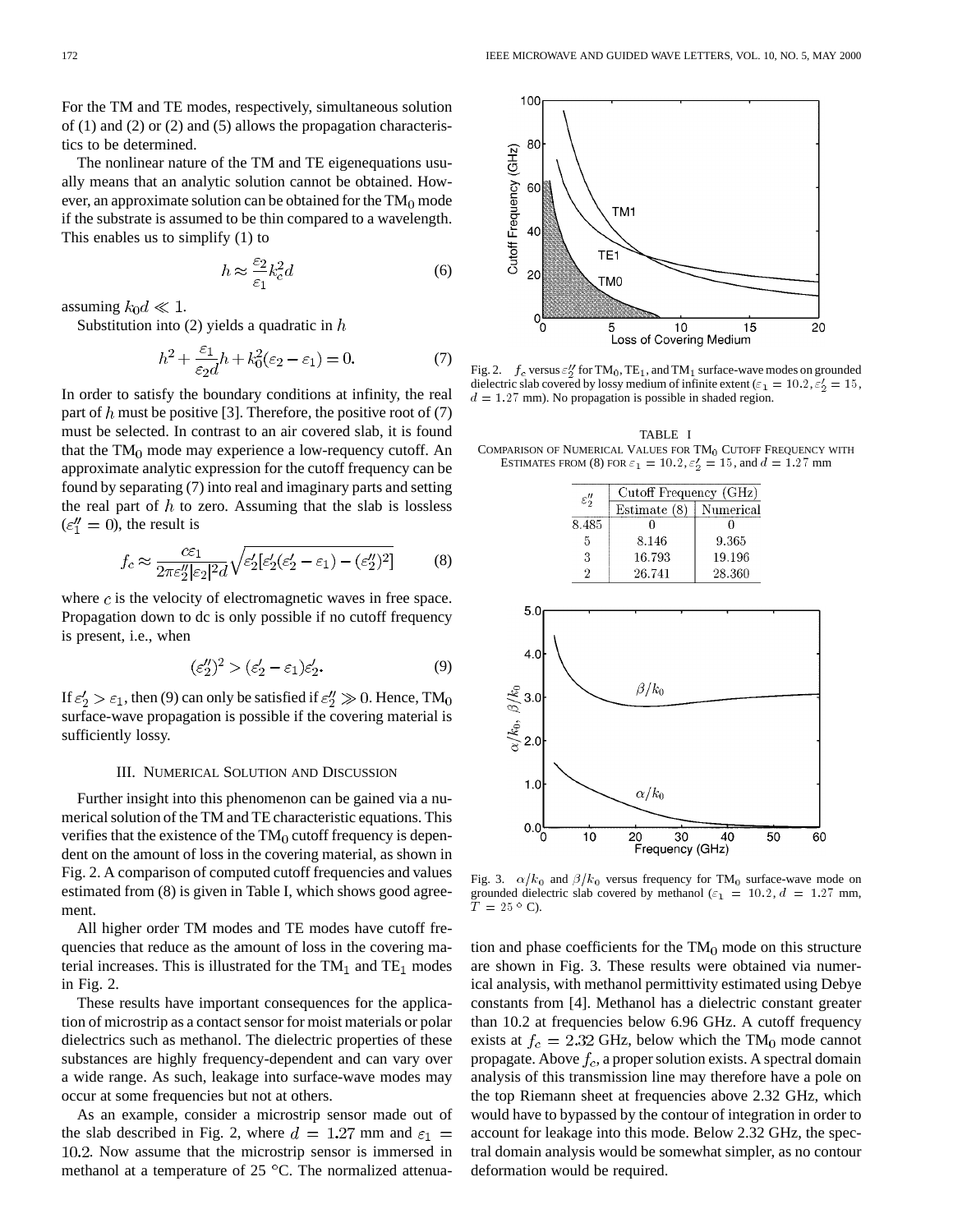For the TM and TE modes, respectively, simultaneous solution of (1) and (2) or (2) and (5) allows the propagation characteristics to be determined.

The nonlinear nature of the TM and TE eigenequations usually means that an analytic solution cannot be obtained. However, an approximate solution can be obtained for the $TM_0$ mode if the substrate is assumed to be thin compared to a wavelength. This enables us to simplify (1) to

$$h \approx \frac{\varepsilon_2}{\varepsilon_1} k_c^2 d \tag{6}$$

assuming $k_0 d \ll 1$.

Substitution into (2) yields a quadratic in $h$

$$h^2 + \frac{\varepsilon_1}{\varepsilon_2 d} h + k_0^2(\varepsilon_2 - \varepsilon_1) = 0. \tag{7}$$

In order to satisfy the boundary conditions at infinity, the real part of $h$ must be positive [3]. Therefore, the positive root of (7) must be selected. In contrast to an air covered slab, it is found that the $TM_0$ mode may experience a low-requency cutoff. An approximate analytic expression for the cutoff frequency can be found by separating (7) into real and imaginary parts and setting the real part of $h$ to zero. Assuming that the slab is lossless ($\varepsilon_1'' = 0$), the result is

$$f_c \approx \frac{c\varepsilon_1}{2\pi\varepsilon_2''|\varepsilon_2|^2 d}\sqrt{\varepsilon_2'[\varepsilon_2'(\varepsilon_2' - \varepsilon_1) - (\varepsilon_2'')^2]} \tag{8}$$

where $c$ is the velocity of electromagnetic waves in free space. Propagation down to dc is only possible if no cutoff frequency is present, i.e., when

$$(\varepsilon_2'')^2 > (\varepsilon_2' - \varepsilon_1)\varepsilon_2'. \tag{9}$$

If $\varepsilon_2' > \varepsilon_1$, then (9) can only be satisfied if $\varepsilon_2'' \gg 0$. Hence, $TM_0$ surface-wave propagation is possible if the covering material is sufficiently lossy.

## III. Numerical Solution and Discussion

Further insight into this phenomenon can be gained via a numerical solution of the TM and TE characteristic equations. This verifies that the existence of the $TM_0$ cutoff frequency is dependent on the amount of loss in the covering material, as shown in Fig. 2. A comparison of computed cutoff frequencies and values estimated from (8) is given in Table I, which shows good agreement.

All higher order TM modes and TE modes have cutoff frequencies that reduce as the amount of loss in the covering material increases. This is illustrated for the $TM_1$ and $TE_1$ modes in Fig. 2.

These results have important consequences for the application of microstrip as a contact sensor for moist materials or polar dielectrics such as methanol. The dielectric properties of these substances are highly frequency-dependent and can vary over a wide range. As such, leakage into surface-wave modes may occur at some frequencies but not at others.

As an example, consider a microstrip sensor made out of the slab described in Fig. 2, where $d = 1.27$ mm and $\varepsilon_1 = 10.2$. Now assume that the microstrip sensor is immersed in methanol at a temperature of 25 °C. The normalized attenuation and phase coefficients for the $TM_0$ mode on this structure are shown in Fig. 3. These results were obtained via numerical analysis, with methanol permittivity estimated using Debye constants from [4]. Methanol has a dielectric constant greater than 10.2 at frequencies below 6.96 GHz. A cutoff frequency exists at $f_c = 2.32$ GHz, below which the $TM_0$ mode cannot propagate. Above $f_c$, a proper solution exists. A spectral domain analysis of this transmission line may therefore have a pole on the top Riemann sheet at frequencies above 2.32 GHz, which would have to bypassed by the contour of integration in order to account for leakage into this mode. Below 2.32 GHz, the spectral domain analysis would be somewhat simpler, as no contour deformation would be required.

Fig. 2. $f_c$ versus $\varepsilon_2''$ for $TM_0$, $TE_1$, and $TM_1$ surface-wave modes on grounded dielectric slab covered by lossy medium of infinite extent ($\varepsilon_1 = 10.2$, $\varepsilon_2' = 15$, $d = 1.27$ mm). No propagation is possible in shaded region.

TABLE I
Comparison of Numerical Values for $TM_0$ Cutoff Frequency with Estimates from (8) for $\varepsilon_1 = 10.2$, $\varepsilon_2' = 15$, and $d = 1.27$ mm

| $\varepsilon_2''$ | Cutoff Frequency (GHz) | |
|---|---|---|
| | Estimate (8) | Numerical |
| 8.485 | 0 | 0 |
| 5 | 8.146 | 9.365 |
| 3 | 16.793 | 19.196 |
| 2 | 26.741 | 28.360 |

Fig. 3. $\alpha/k_0$ and $\beta/k_0$ versus frequency for $TM_0$ surface-wave mode on grounded dielectric slab covered by methanol ($\varepsilon_1 = 10.2$, $d = 1.27$ mm, $T = 25\,°$ C).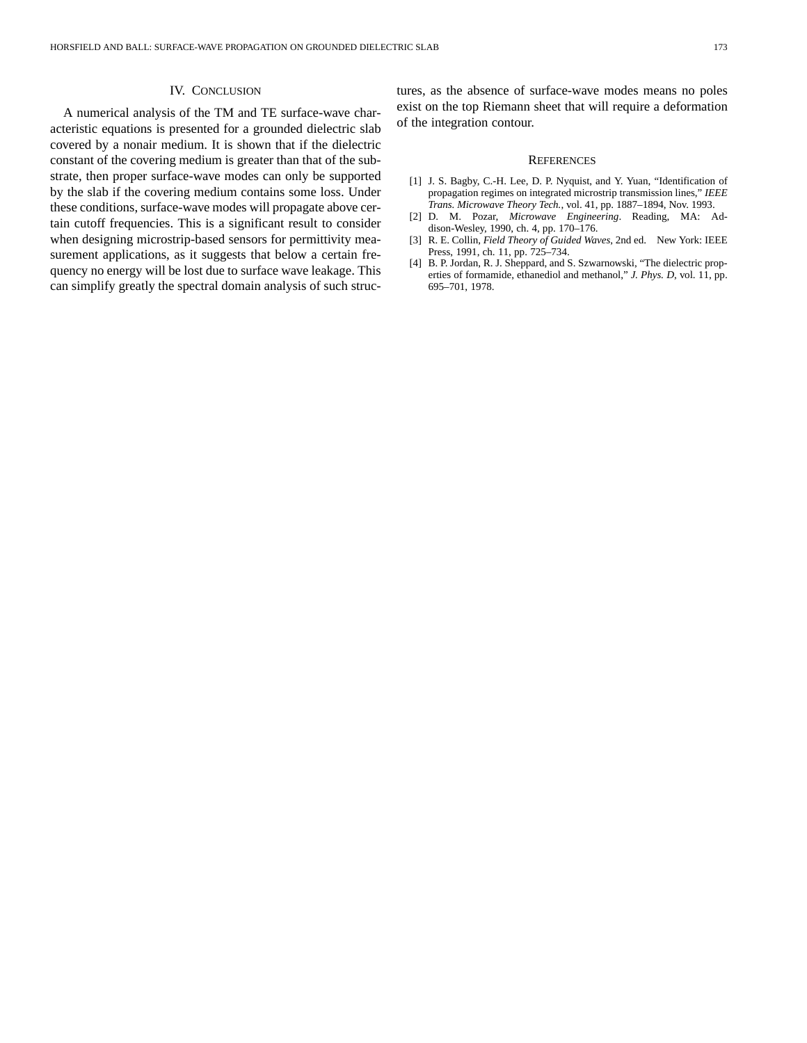## IV. Conclusion

A numerical analysis of the TM and TE surface-wave characteristic equations is presented for a grounded dielectric slab covered by a nonair medium. It is shown that if the dielectric constant of the covering medium is greater than that of the substrate, then proper surface-wave modes can only be supported by the slab if the covering medium contains some loss. Under these conditions, surface-wave modes will propagate above certain cutoff frequencies. This is a significant result to consider when designing microstrip-based sensors for permittivity measurement applications, as it suggests that below a certain frequency no energy will be lost due to surface wave leakage. This can simplify greatly the spectral domain analysis of such structures, as the absence of surface-wave modes means no poles exist on the top Riemann sheet that will require a deformation of the integration contour.

## References

[1] J. S. Bagby, C.-H. Lee, D. P. Nyquist, and Y. Yuan, "Identification of propagation regimes on integrated microstrip transmission lines," *IEEE Trans. Microwave Theory Tech.*, vol. 41, pp. 1887–1894, Nov. 1993.

[2] D. M. Pozar, *Microwave Engineering*. Reading, MA: Addison-Wesley, 1990, ch. 4, pp. 170–176.

[3] R. E. Collin, *Field Theory of Guided Waves*, 2nd ed. New York: IEEE Press, 1991, ch. 11, pp. 725–734.

[4] B. P. Jordan, R. J. Sheppard, and S. Szwarnowski, "The dielectric properties of formamide, ethanediol and methanol," *J. Phys. D*, vol. 11, pp. 695–701, 1978.